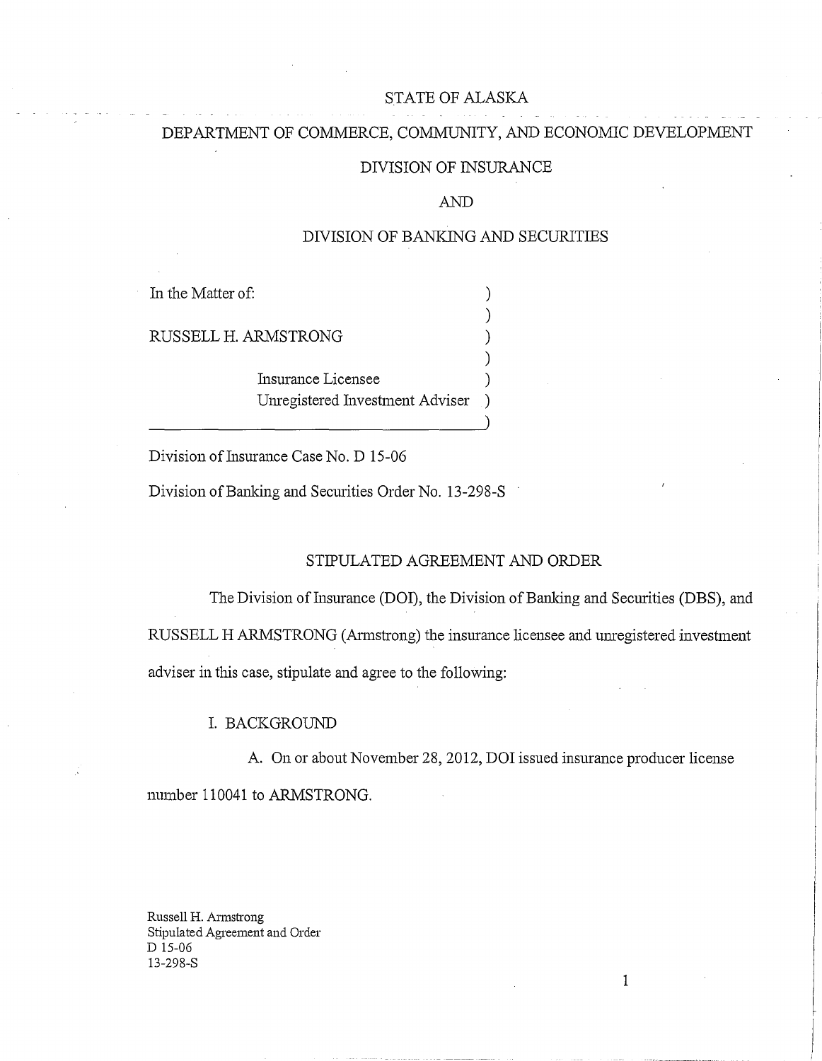STATE OF ALASKA

DEPARTMENT OF COMMERCE, COMMUNITY, AND ECONOMIC DEVELOPMENT

DIVISION OF INSURANCE

AND

DIVISION OF BANKING AND SECURITIES

In the Matter of:

RUSSELL H. ARMSTRONG

Insurance Licensee
Unregistered Investment Adviser

Division of Insurance Case No. D 15-06

Division of Banking and Securities Order No. 13-298-S

## STIPULATED AGREEMENT AND ORDER

The Division of Insurance (DOI), the Division of Banking and Securities (DBS), and RUSSELL H ARMSTRONG (Armstrong) the insurance licensee and unregistered investment adviser in this case, stipulate and agree to the following:

### I. BACKGROUND

A. On or about November 28, 2012, DOI issued insurance producer license number 110041 to ARMSTRONG.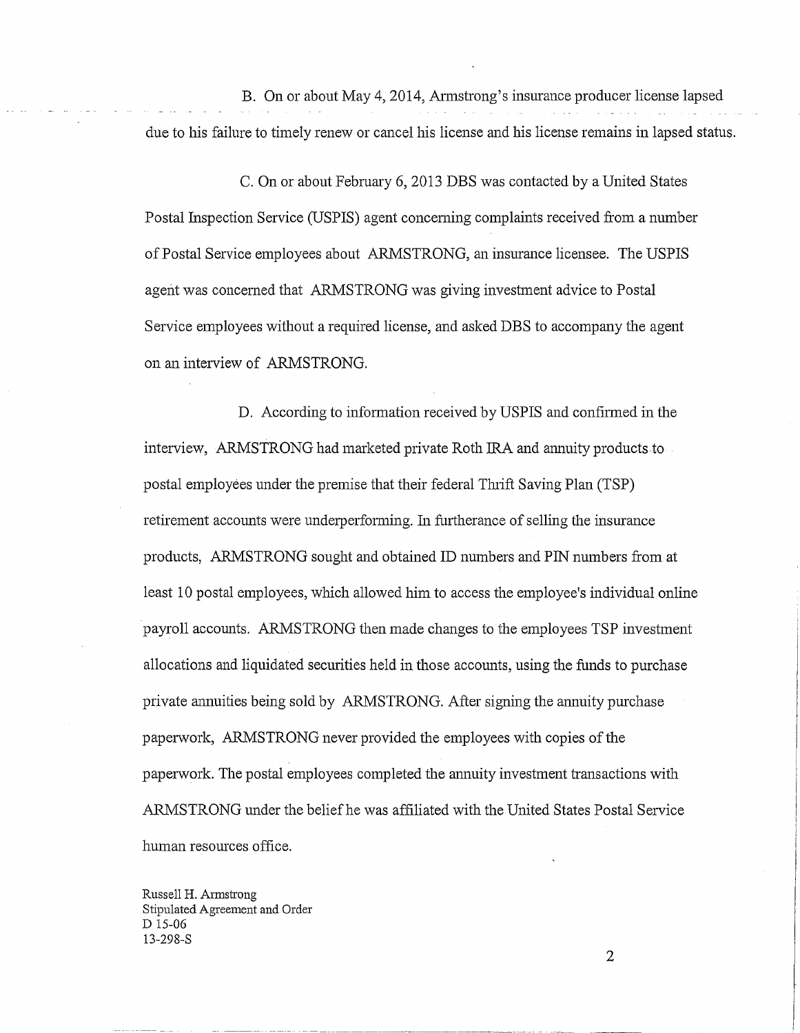B. On or about May 4, 2014, Armstrong's insurance producer license lapsed due to his failure to timely renew or cancel his license and his license remains in lapsed status.

C. On or about February 6, 2013 DBS was contacted by a United States Postal Inspection Service (USPIS) agent concerning complaints received from a number of Postal Service employees about ARMSTRONG, an insurance licensee. The USPIS agent was concerned that ARMSTRONG was giving investment advice to Postal Service employees without a required license, and asked DBS to accompany the agent on an interview of ARMSTRONG.

D. According to information received by USPIS and confirmed in the interview, ARMSTRONG had marketed private Roth IRA and annuity products to postal employees under the premise that their federal Thrift Saving Plan (TSP) retirement accounts were underperforming. In furtherance of selling the insurance products, ARMSTRONG sought and obtained ID numbers and PIN numbers from at least 10 postal employees, which allowed him to access the employee's individual online payroll accounts. ARMSTRONG then made changes to the employees TSP investment allocations and liquidated securities held in those accounts, using the funds to purchase private annuities being sold by ARMSTRONG. After signing the annuity purchase paperwork, ARMSTRONG never provided the employees with copies of the paperwork. The postal employees completed the annuity investment transactions with ARMSTRONG under the belief he was affiliated with the United States Postal Service human resources office.

Russell H. Armstrong
Stipulated Agreement and Order
D 15-06
13-298-S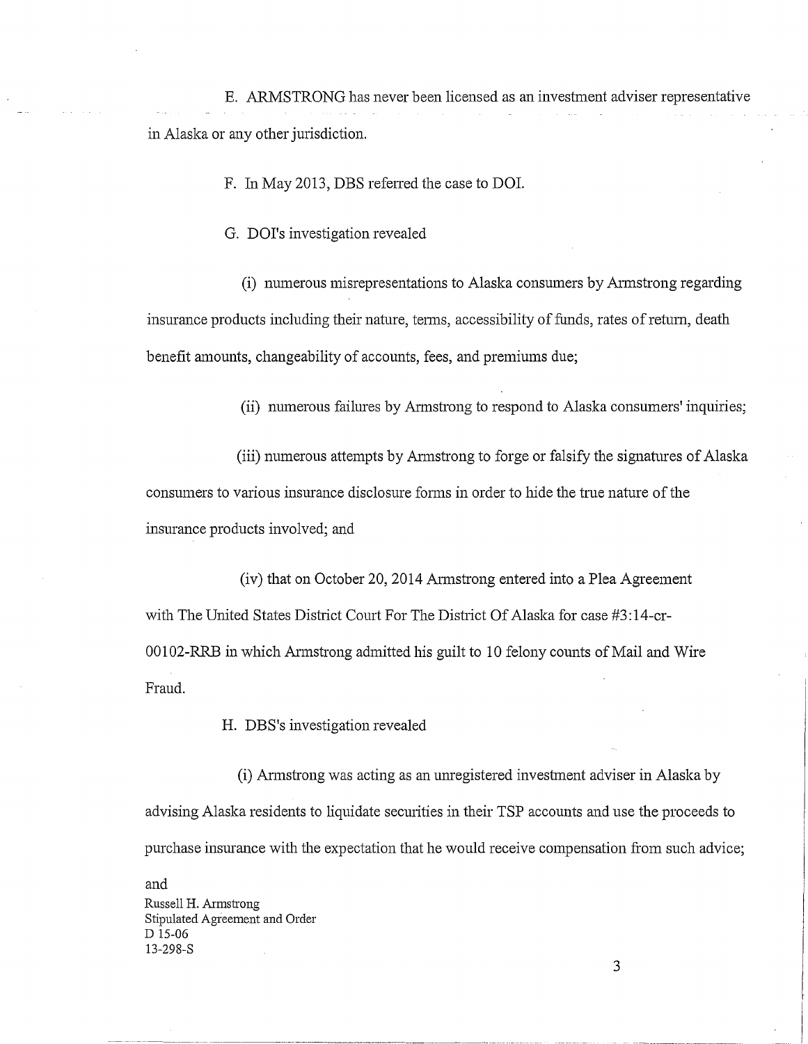E. ARMSTRONG has never been licensed as an investment adviser representative in Alaska or any other jurisdiction.

F. In May 2013, DBS referred the case to DOI.

G. DOI's investigation revealed

(i) numerous misrepresentations to Alaska consumers by Armstrong regarding insurance products including their nature, terms, accessibility of funds, rates of return, death benefit amounts, changeability of accounts, fees, and premiums due;

(ii) numerous failures by Armstrong to respond to Alaska consumers' inquiries;

(iii) numerous attempts by Armstrong to forge or falsify the signatures of Alaska consumers to various insurance disclosure forms in order to hide the true nature of the insurance products involved; and

(iv) that on October 20, 2014 Armstrong entered into a Plea Agreement with The United States District Court For The District Of Alaska for case #3:14-cr-00102-RRB in which Armstrong admitted his guilt to 10 felony counts of Mail and Wire Fraud.

H. DBS's investigation revealed

(i) Armstrong was acting as an unregistered investment adviser in Alaska by advising Alaska residents to liquidate securities in their TSP accounts and use the proceeds to purchase insurance with the expectation that he would receive compensation from such advice; and

Russell H. Armstrong
Stipulated Agreement and Order
D 15-06
13-298-S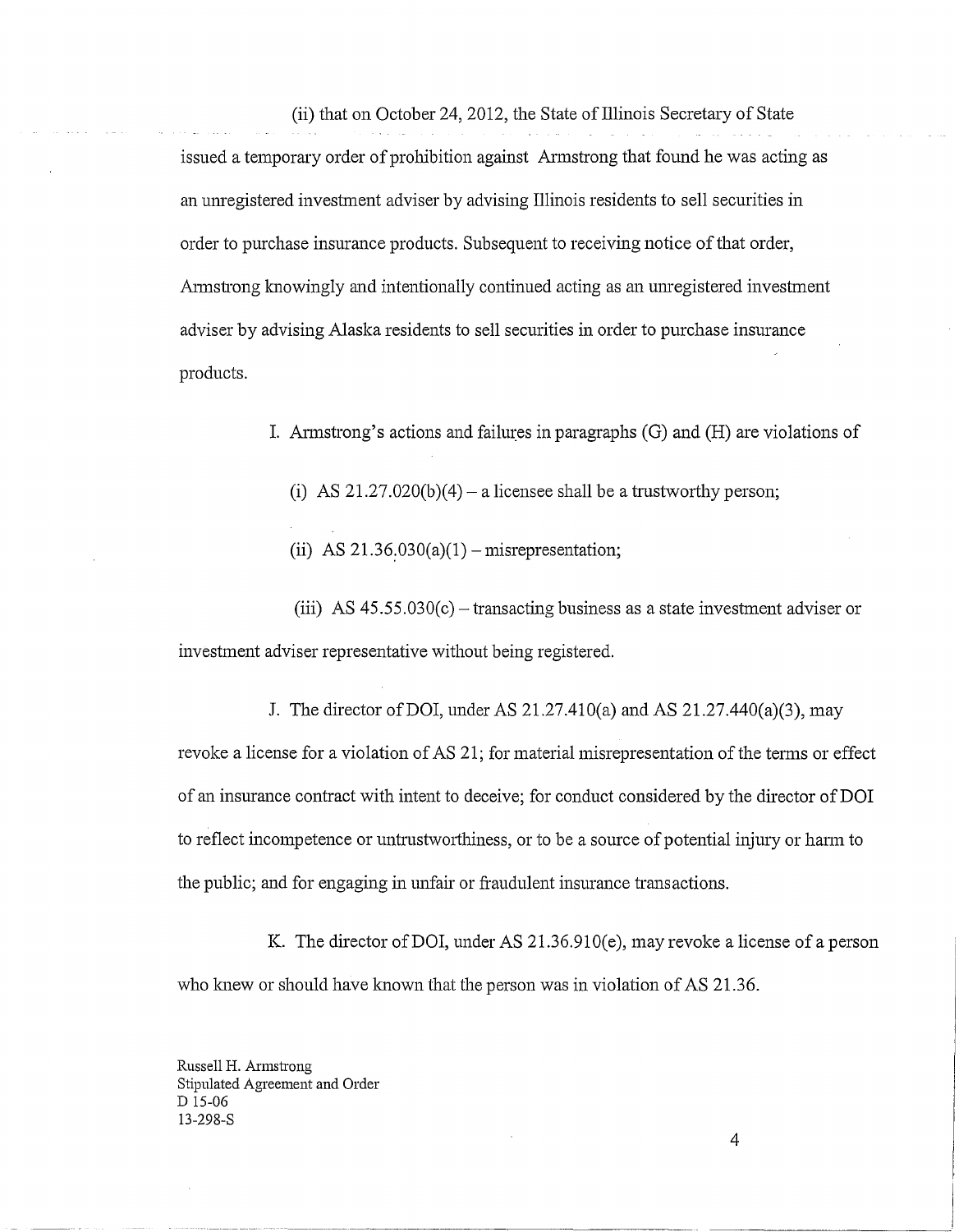(ii) that on October 24, 2012, the State of Illinois Secretary of State issued a temporary order of prohibition against Armstrong that found he was acting as an unregistered investment adviser by advising Illinois residents to sell securities in order to purchase insurance products. Subsequent to receiving notice of that order, Armstrong knowingly and intentionally continued acting as an unregistered investment adviser by advising Alaska residents to sell securities in order to purchase insurance products.

I. Armstrong's actions and failures in paragraphs (G) and (H) are violations of

(i) AS 21.27.020(b)(4) – a licensee shall be a trustworthy person;

(ii) AS 21.36.030(a)(1) – misrepresentation;

(iii) AS 45.55.030(c) – transacting business as a state investment adviser or investment adviser representative without being registered.

J. The director of DOI, under AS 21.27.410(a) and AS 21.27.440(a)(3), may revoke a license for a violation of AS 21; for material misrepresentation of the terms or effect of an insurance contract with intent to deceive; for conduct considered by the director of DOI to reflect incompetence or untrustworthiness, or to be a source of potential injury or harm to the public; and for engaging in unfair or fraudulent insurance transactions.

K. The director of DOI, under AS 21.36.910(e), may revoke a license of a person who knew or should have known that the person was in violation of AS 21.36.

Russell H. Armstrong
Stipulated Agreement and Order
D 15-06
13-298-S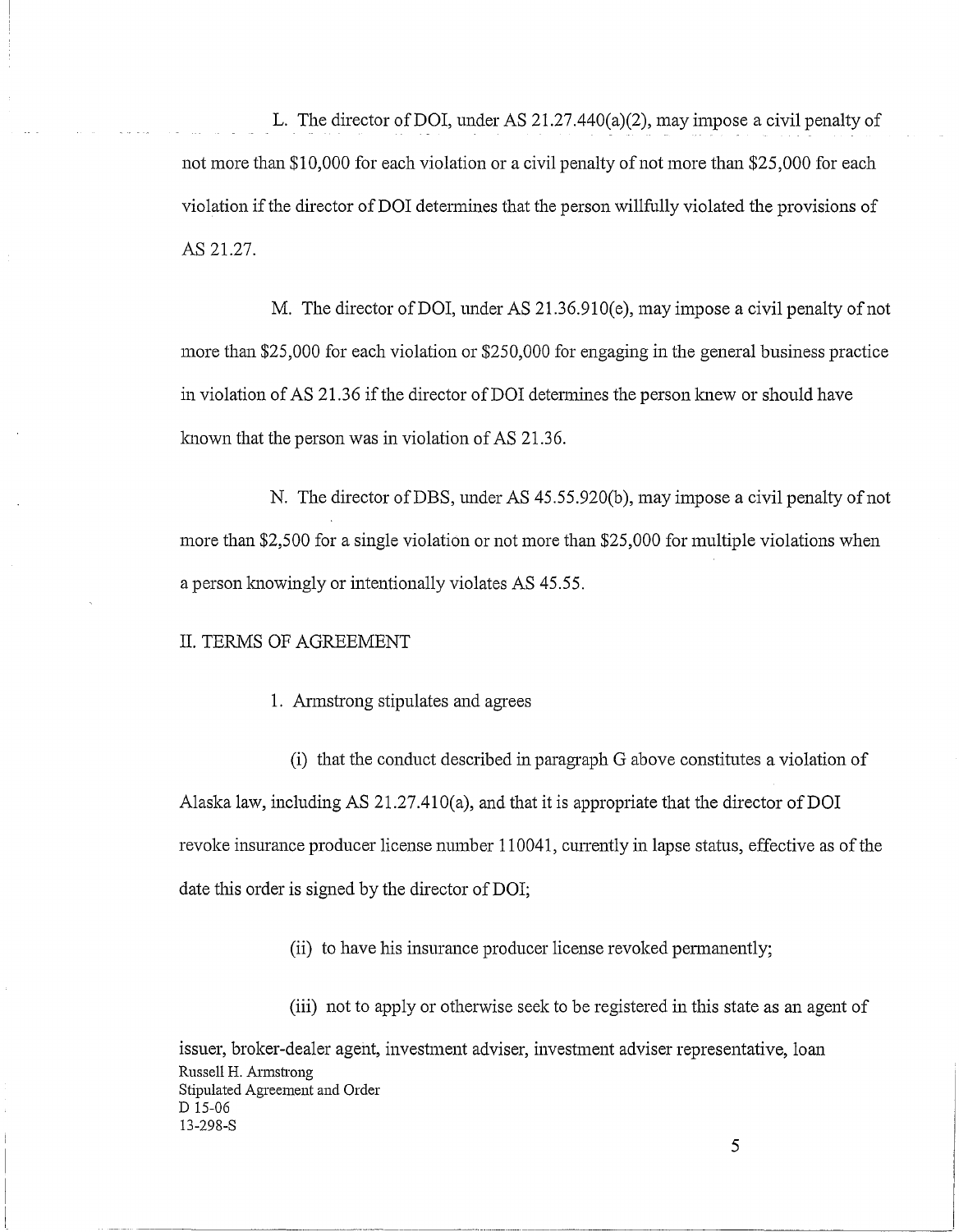L. The director of DOI, under AS 21.27.440(a)(2), may impose a civil penalty of not more than $10,000 for each violation or a civil penalty of not more than $25,000 for each violation if the director of DOI determines that the person willfully violated the provisions of AS 21.27.

M. The director of DOI, under AS 21.36.910(e), may impose a civil penalty of not more than $25,000 for each violation or $250,000 for engaging in the general business practice in violation of AS 21.36 if the director of DOI determines the person knew or should have known that the person was in violation of AS 21.36.

N. The director of DBS, under AS 45.55.920(b), may impose a civil penalty of not more than $2,500 for a single violation or not more than $25,000 for multiple violations when a person knowingly or intentionally violates AS 45.55.

II. TERMS OF AGREEMENT

1. Armstrong stipulates and agrees

(i) that the conduct described in paragraph G above constitutes a violation of Alaska law, including AS 21.27.410(a), and that it is appropriate that the director of DOI revoke insurance producer license number 110041, currently in lapse status, effective as of the date this order is signed by the director of DOI;

(ii) to have his insurance producer license revoked permanently;

(iii) not to apply or otherwise seek to be registered in this state as an agent of issuer, broker-dealer agent, investment adviser, investment adviser representative, loan

Russell H. Armstrong
Stipulated Agreement and Order
D 15-06
13-298-S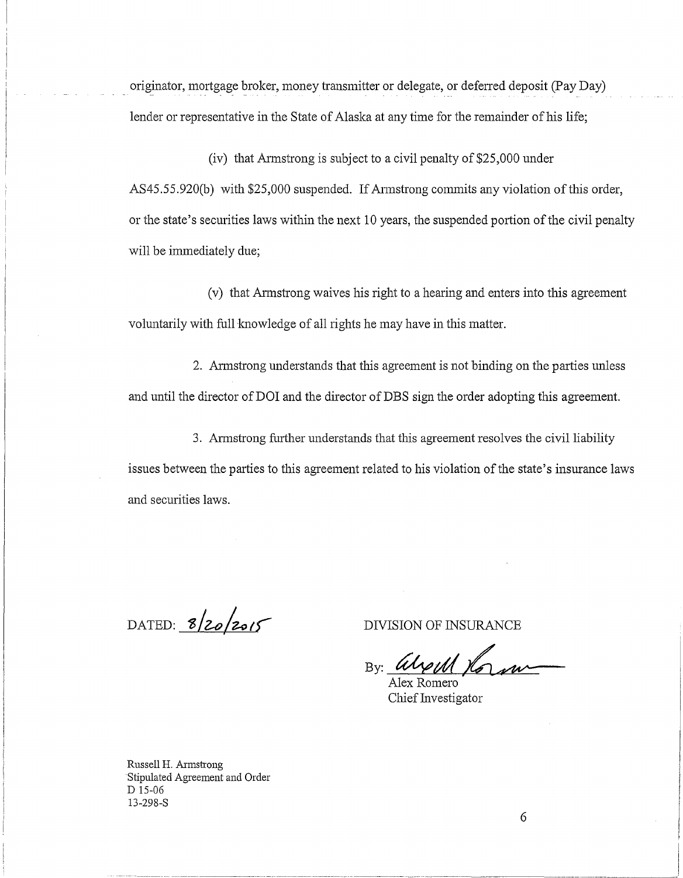originator, mortgage broker, money transmitter or delegate, or deferred deposit (Pay Day) lender or representative in the State of Alaska at any time for the remainder of his life;

(iv) that Armstrong is subject to a civil penalty of $25,000 under AS45.55.920(b) with $25,000 suspended. If Armstrong commits any violation of this order, or the state's securities laws within the next 10 years, the suspended portion of the civil penalty will be immediately due;

(v) that Armstrong waives his right to a hearing and enters into this agreement voluntarily with full knowledge of all rights he may have in this matter.

2. Armstrong understands that this agreement is not binding on the parties unless and until the director of DOI and the director of DBS sign the order adopting this agreement.

3. Armstrong further understands that this agreement resolves the civil liability issues between the parties to this agreement related to his violation of the state's insurance laws and securities laws.

DATED: 8/20/2015

DIVISION OF INSURANCE

By: 

Alex Romero
Chief Investigator

Russell H. Armstrong
Stipulated Agreement and Order
D 15-06
13-298-S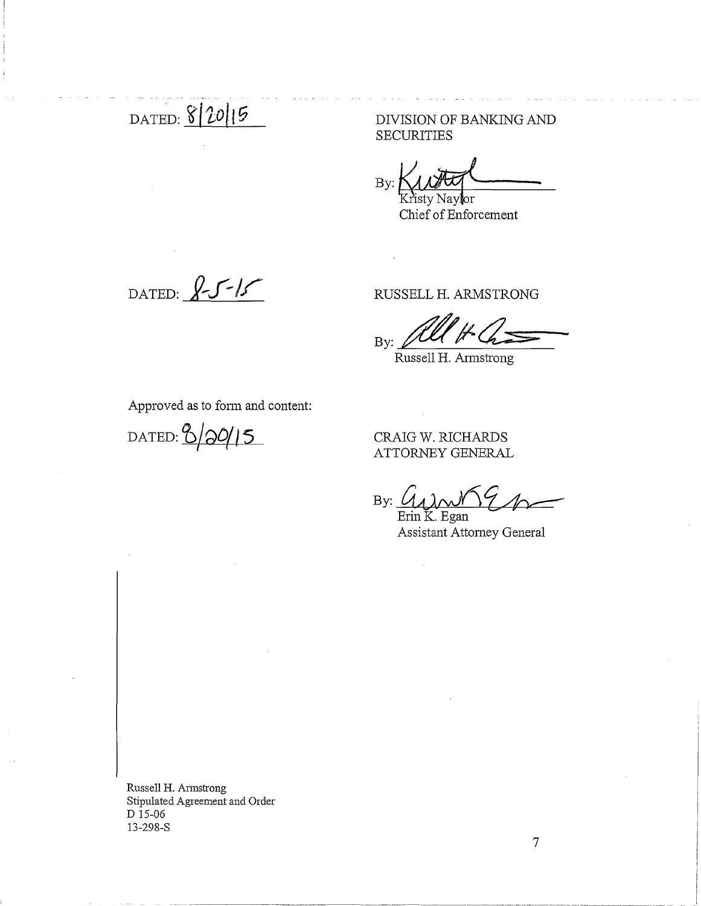DATED: 8/20/15

DIVISION OF BANKING AND SECURITIES

By: Kristy Naylor
Kristy Naylor
Chief of Enforcement

DATED: 8-5-15

RUSSELL H. ARMSTRONG

By: Russell H. Armstrong
Russell H. Armstrong

Approved as to form and content:

DATED: 8/20/15

CRAIG W. RICHARDS
ATTORNEY GENERAL

By: Erin K. Egan
Erin K. Egan
Assistant Attorney General

Russell H. Armstrong
Stipulated Agreement and Order
D 15-06
13-298-S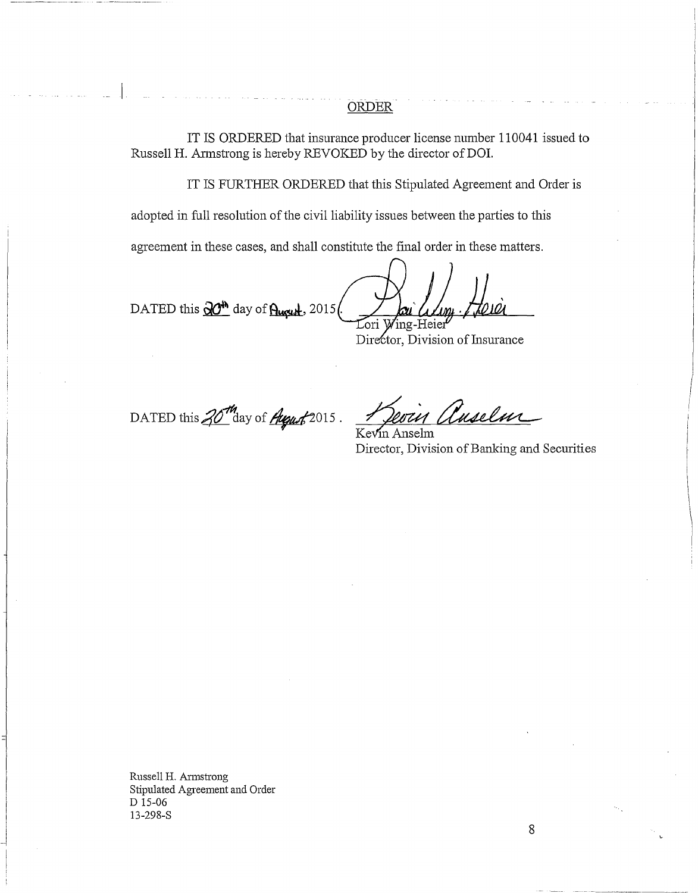## ORDER

IT IS ORDERED that insurance producer license number 110041 issued to Russell H. Armstrong is hereby REVOKED by the director of DOI.

IT IS FURTHER ORDERED that this Stipulated Agreement and Order is adopted in full resolution of the civil liability issues between the parties to this agreement in these cases, and shall constitute the final order in these matters.

DATED this 20th day of August, 2015.

Lori Wing-Heier
Director, Division of Insurance

DATED this 20th day of August 2015.

Kevin Anselm
Director, Division of Banking and Securities

Russell H. Armstrong
Stipulated Agreement and Order
D 15-06
13-298-S